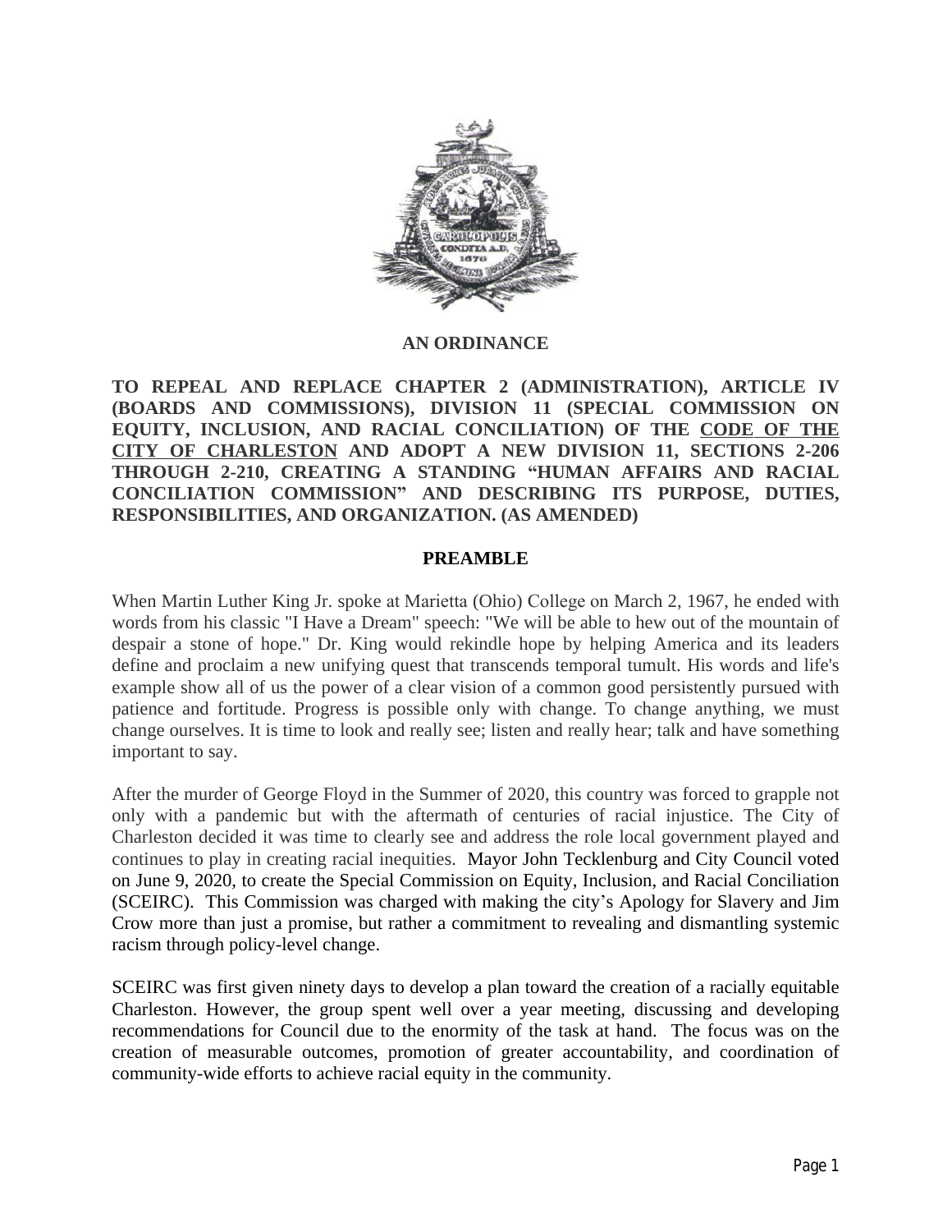# AN ORDINANCE

**TO REPEAL AND REPLACE CHAPTER 2 (ADMINISTRATION), ARTICLE IV (BOARDS AND COMMISSIONS), DIVISION 11 (SPECIAL COMMISSION ON EQUITY, INCLUSION, AND RACIAL CONCILIATION) OF THE <u>CODE OF THE CITY OF CHARLESTON</u> AND ADOPT A NEW DIVISION 11, SECTIONS 2-206 THROUGH 2-210, CREATING A STANDING "HUMAN AFFAIRS AND RACIAL CONCILIATION COMMISSION" AND DESCRIBING ITS PURPOSE, DUTIES, RESPONSIBILITIES, AND ORGANIZATION. (AS AMENDED)**

## PREAMBLE

When Martin Luther King Jr. spoke at Marietta (Ohio) College on March 2, 1967, he ended with words from his classic "I Have a Dream" speech: "We will be able to hew out of the mountain of despair a stone of hope." Dr. King would rekindle hope by helping America and its leaders define and proclaim a new unifying quest that transcends temporal tumult. His words and life's example show all of us the power of a clear vision of a common good persistently pursued with patience and fortitude. Progress is possible only with change. To change anything, we must change ourselves. It is time to look and really see; listen and really hear; talk and have something important to say.

After the murder of George Floyd in the Summer of 2020, this country was forced to grapple not only with a pandemic but with the aftermath of centuries of racial injustice. The City of Charleston decided it was time to clearly see and address the role local government played and continues to play in creating racial inequities. Mayor John Tecklenburg and City Council voted on June 9, 2020, to create the Special Commission on Equity, Inclusion, and Racial Conciliation (SCEIRC). This Commission was charged with making the city's Apology for Slavery and Jim Crow more than just a promise, but rather a commitment to revealing and dismantling systemic racism through policy-level change.

SCEIRC was first given ninety days to develop a plan toward the creation of a racially equitable Charleston. However, the group spent well over a year meeting, discussing and developing recommendations for Council due to the enormity of the task at hand. The focus was on the creation of measurable outcomes, promotion of greater accountability, and coordination of community-wide efforts to achieve racial equity in the community.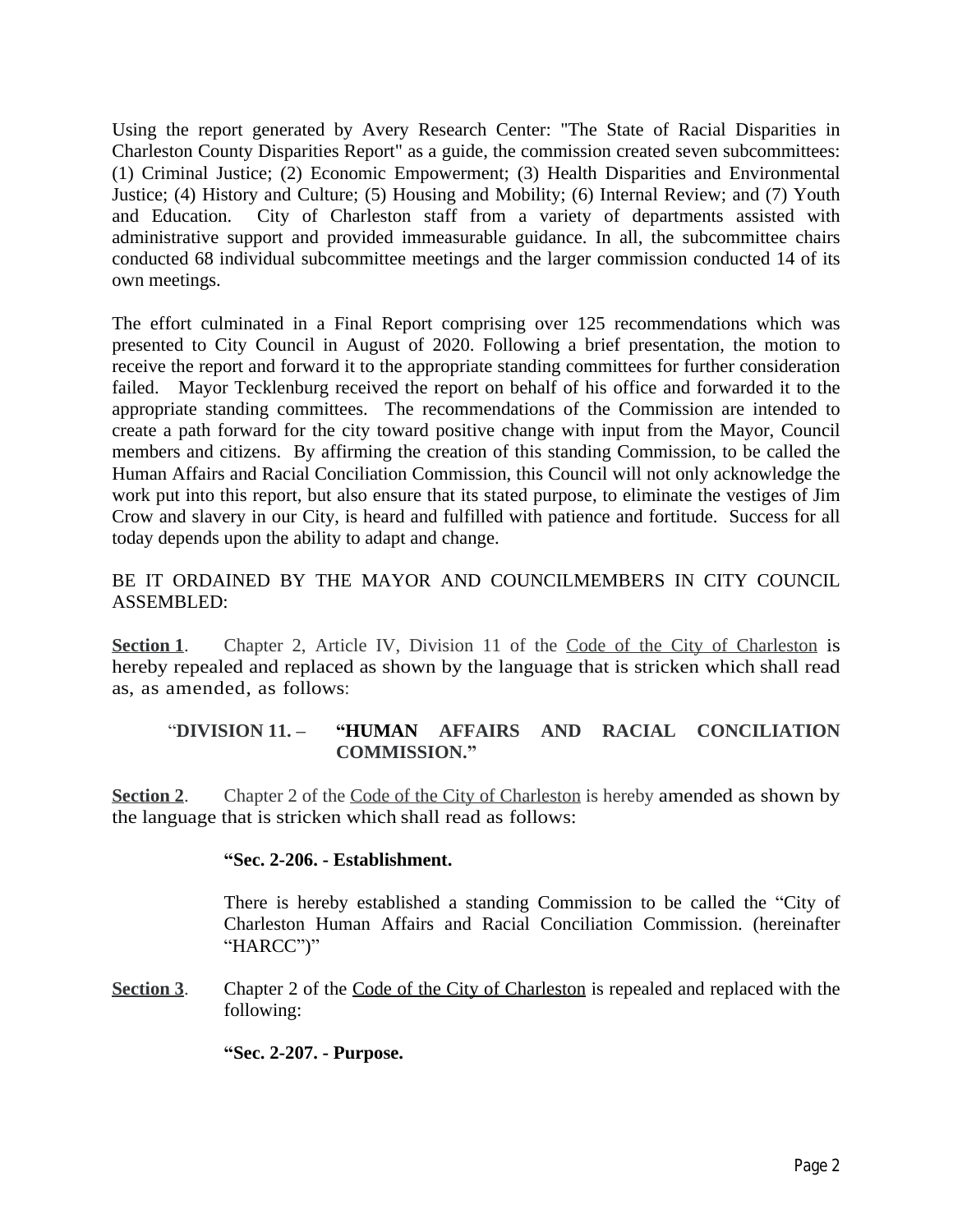Using the report generated by Avery Research Center: "The State of Racial Disparities in Charleston County Disparities Report" as a guide, the commission created seven subcommittees: (1) Criminal Justice; (2) Economic Empowerment; (3) Health Disparities and Environmental Justice; (4) History and Culture; (5) Housing and Mobility; (6) Internal Review; and (7) Youth and Education. City of Charleston staff from a variety of departments assisted with administrative support and provided immeasurable guidance. In all, the subcommittee chairs conducted 68 individual subcommittee meetings and the larger commission conducted 14 of its own meetings.

The effort culminated in a Final Report comprising over 125 recommendations which was presented to City Council in August of 2020. Following a brief presentation, the motion to receive the report and forward it to the appropriate standing committees for further consideration failed. Mayor Tecklenburg received the report on behalf of his office and forwarded it to the appropriate standing committees. The recommendations of the Commission are intended to create a path forward for the city toward positive change with input from the Mayor, Council members and citizens. By affirming the creation of this standing Commission, to be called the Human Affairs and Racial Conciliation Commission, this Council will not only acknowledge the work put into this report, but also ensure that its stated purpose, to eliminate the vestiges of Jim Crow and slavery in our City, is heard and fulfilled with patience and fortitude. Success for all today depends upon the ability to adapt and change.

BE IT ORDAINED BY THE MAYOR AND COUNCILMEMBERS IN CITY COUNCIL ASSEMBLED:

**Section 1**. Chapter 2, Article IV, Division 11 of the Code of the City of Charleston is hereby repealed and replaced as shown by the language that is stricken which shall read as, as amended, as follows:

"**DIVISION 11. – "HUMAN AFFAIRS AND RACIAL CONCILIATION COMMISSION."**

**Section 2**. Chapter 2 of the Code of the City of Charleston is hereby amended as shown by the language that is stricken which shall read as follows:

**"Sec. 2-206. - Establishment.**

There is hereby established a standing Commission to be called the "City of Charleston Human Affairs and Racial Conciliation Commission. (hereinafter "HARCC")"

**Section 3**. Chapter 2 of the Code of the City of Charleston is repealed and replaced with the following:

**"Sec. 2-207. - Purpose.**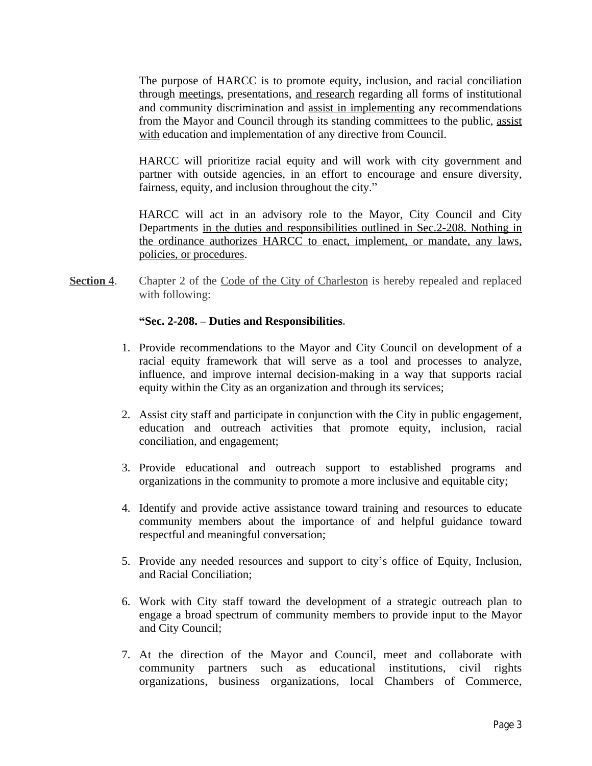The purpose of HARCC is to promote equity, inclusion, and racial conciliation through <u>meetings</u>, presentations, <u>and research</u> regarding all forms of institutional and community discrimination and <u>assist in implementing</u> any recommendations from the Mayor and Council through its standing committees to the public, <u>assist with</u> education and implementation of any directive from Council.

HARCC will prioritize racial equity and will work with city government and partner with outside agencies, in an effort to encourage and ensure diversity, fairness, equity, and inclusion throughout the city."

HARCC will act in an advisory role to the Mayor, City Council and City Departments <u>in the duties and responsibilities outlined in Sec.2-208. Nothing in the ordinance authorizes HARCC to enact, implement, or mandate, any laws, policies, or procedures</u>.

**<u>Section 4</u>**. Chapter 2 of the <u>Code of the City of Charleston</u> is hereby repealed and replaced with following:

**"Sec. 2-208. – Duties and Responsibilities.**

1. Provide recommendations to the Mayor and City Council on development of a racial equity framework that will serve as a tool and processes to analyze, influence, and improve internal decision-making in a way that supports racial equity within the City as an organization and through its services;

2. Assist city staff and participate in conjunction with the City in public engagement, education and outreach activities that promote equity, inclusion, racial conciliation, and engagement;

3. Provide educational and outreach support to established programs and organizations in the community to promote a more inclusive and equitable city;

4. Identify and provide active assistance toward training and resources to educate community members about the importance of and helpful guidance toward respectful and meaningful conversation;

5. Provide any needed resources and support to city's office of Equity, Inclusion, and Racial Conciliation;

6. Work with City staff toward the development of a strategic outreach plan to engage a broad spectrum of community members to provide input to the Mayor and City Council;

7. At the direction of the Mayor and Council, meet and collaborate with community partners such as educational institutions, civil rights organizations, business organizations, local Chambers of Commerce,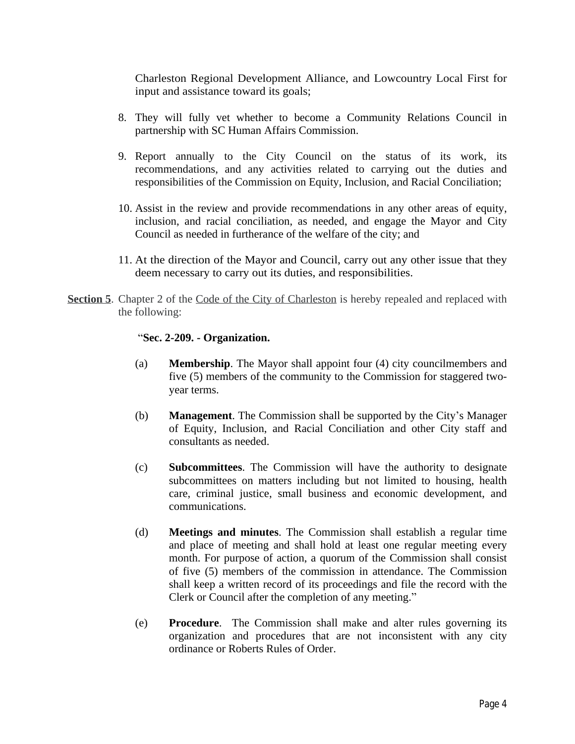Charleston Regional Development Alliance, and Lowcountry Local First for input and assistance toward its goals;

8. They will fully vet whether to become a Community Relations Council in partnership with SC Human Affairs Commission.

9. Report annually to the City Council on the status of its work, its recommendations, and any activities related to carrying out the duties and responsibilities of the Commission on Equity, Inclusion, and Racial Conciliation;

10. Assist in the review and provide recommendations in any other areas of equity, inclusion, and racial conciliation, as needed, and engage the Mayor and City Council as needed in furtherance of the welfare of the city; and

11. At the direction of the Mayor and Council, carry out any other issue that they deem necessary to carry out its duties, and responsibilities.

**Section 5**. Chapter 2 of the Code of the City of Charleston is hereby repealed and replaced with the following:

"**Sec. 2-209. - Organization.**

(a) **Membership**. The Mayor shall appoint four (4) city councilmembers and five (5) members of the community to the Commission for staggered two-year terms.

(b) **Management**. The Commission shall be supported by the City's Manager of Equity, Inclusion, and Racial Conciliation and other City staff and consultants as needed.

(c) **Subcommittees**. The Commission will have the authority to designate subcommittees on matters including but not limited to housing, health care, criminal justice, small business and economic development, and communications.

(d) **Meetings and minutes**. The Commission shall establish a regular time and place of meeting and shall hold at least one regular meeting every month. For purpose of action, a quorum of the Commission shall consist of five (5) members of the commission in attendance. The Commission shall keep a written record of its proceedings and file the record with the Clerk or Council after the completion of any meeting."

(e) **Procedure**. The Commission shall make and alter rules governing its organization and procedures that are not inconsistent with any city ordinance or Roberts Rules of Order.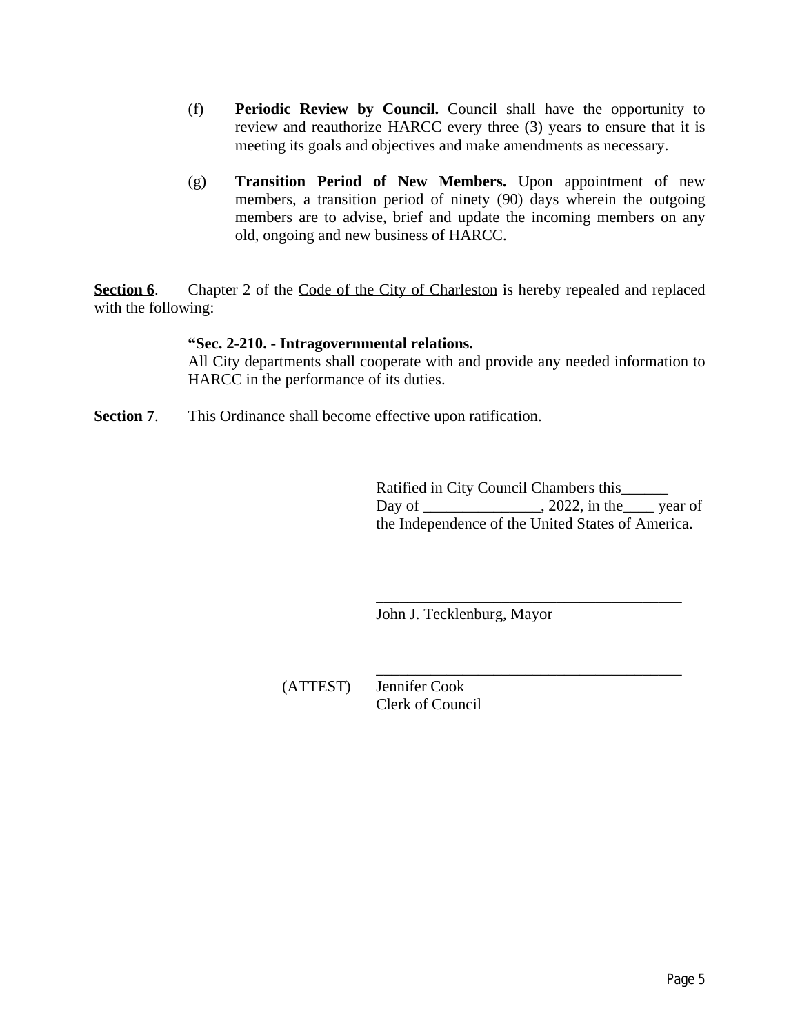(f) **Periodic Review by Council.** Council shall have the opportunity to review and reauthorize HARCC every three (3) years to ensure that it is meeting its goals and objectives and make amendments as necessary.

(g) **Transition Period of New Members.** Upon appointment of new members, a transition period of ninety (90) days wherein the outgoing members are to advise, brief and update the incoming members on any old, ongoing and new business of HARCC.

**Section 6**. Chapter 2 of the Code of the City of Charleston is hereby repealed and replaced with the following:

> **"Sec. 2-210. - Intragovernmental relations.**
> All City departments shall cooperate with and provide any needed information to HARCC in the performance of its duties.

**Section 7**. This Ordinance shall become effective upon ratification.

Ratified in City Council Chambers this______ Day of _______________, 2022, in the____ year of the Independence of the United States of America.

________________________________________
John J. Tecklenburg, Mayor

________________________________________
(ATTEST) Jennifer Cook
Clerk of Council